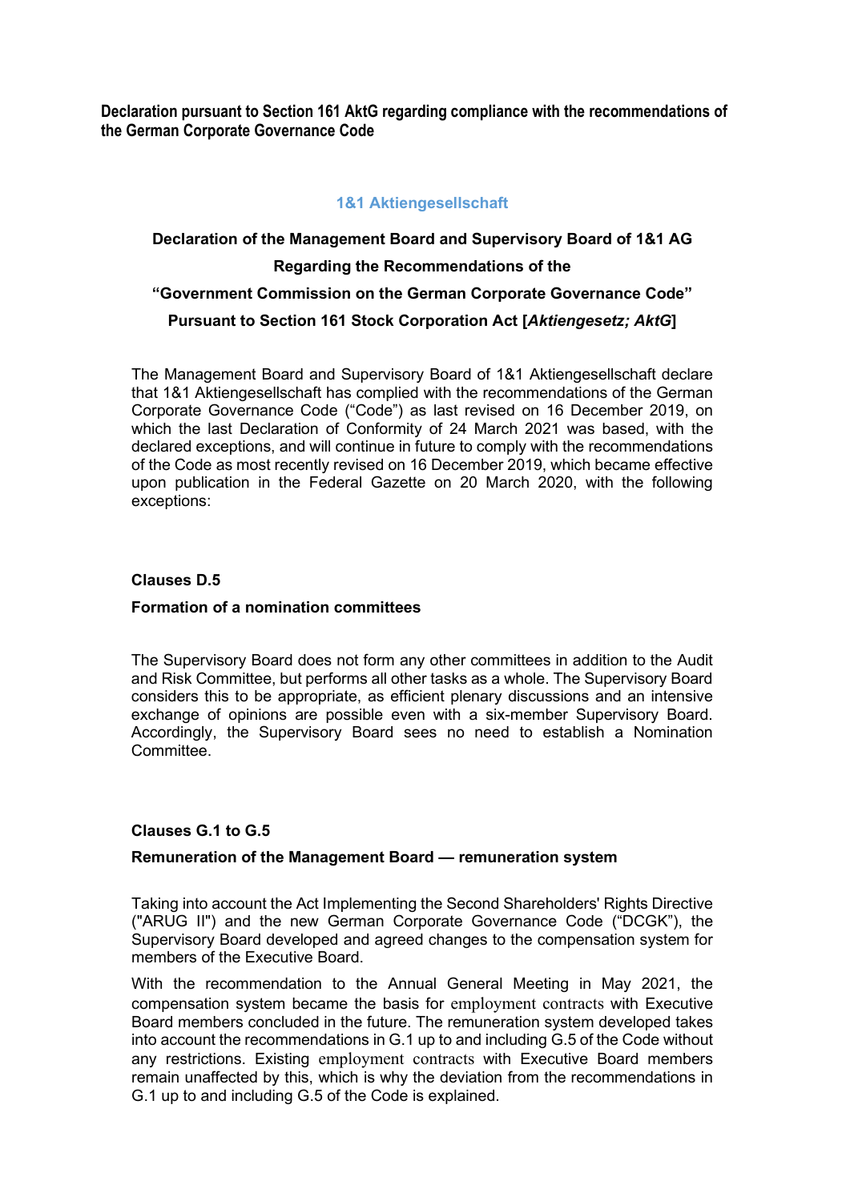**Declaration pursuant to Section 161 AktG regarding compliance with the recommendations of the German Corporate Governance Code**

## 1&1 Aktiengesellschaft

**Declaration of the Management Board and Supervisory Board of 1&1 AG**

**Regarding the Recommendations of the**

**"Government Commission on the German Corporate Governance Code"**

**Pursuant to Section 161 Stock Corporation Act [*Aktiengesetz; AktG*]**

The Management Board and Supervisory Board of 1&1 Aktiengesellschaft declare that 1&1 Aktiengesellschaft has complied with the recommendations of the German Corporate Governance Code ("Code") as last revised on 16 December 2019, on which the last Declaration of Conformity of 24 March 2021 was based, with the declared exceptions, and will continue in future to comply with the recommendations of the Code as most recently revised on 16 December 2019, which became effective upon publication in the Federal Gazette on 20 March 2020, with the following exceptions:

**Clauses D.5**

**Formation of a nomination committees**

The Supervisory Board does not form any other committees in addition to the Audit and Risk Committee, but performs all other tasks as a whole. The Supervisory Board considers this to be appropriate, as efficient plenary discussions and an intensive exchange of opinions are possible even with a six-member Supervisory Board. Accordingly, the Supervisory Board sees no need to establish a Nomination Committee.

**Clauses G.1 to G.5**

**Remuneration of the Management Board — remuneration system**

Taking into account the Act Implementing the Second Shareholders' Rights Directive ("ARUG II") and the new German Corporate Governance Code ("DCGK"), the Supervisory Board developed and agreed changes to the compensation system for members of the Executive Board.

With the recommendation to the Annual General Meeting in May 2021, the compensation system became the basis for employment contracts with Executive Board members concluded in the future. The remuneration system developed takes into account the recommendations in G.1 up to and including G.5 of the Code without any restrictions. Existing employment contracts with Executive Board members remain unaffected by this, which is why the deviation from the recommendations in G.1 up to and including G.5 of the Code is explained.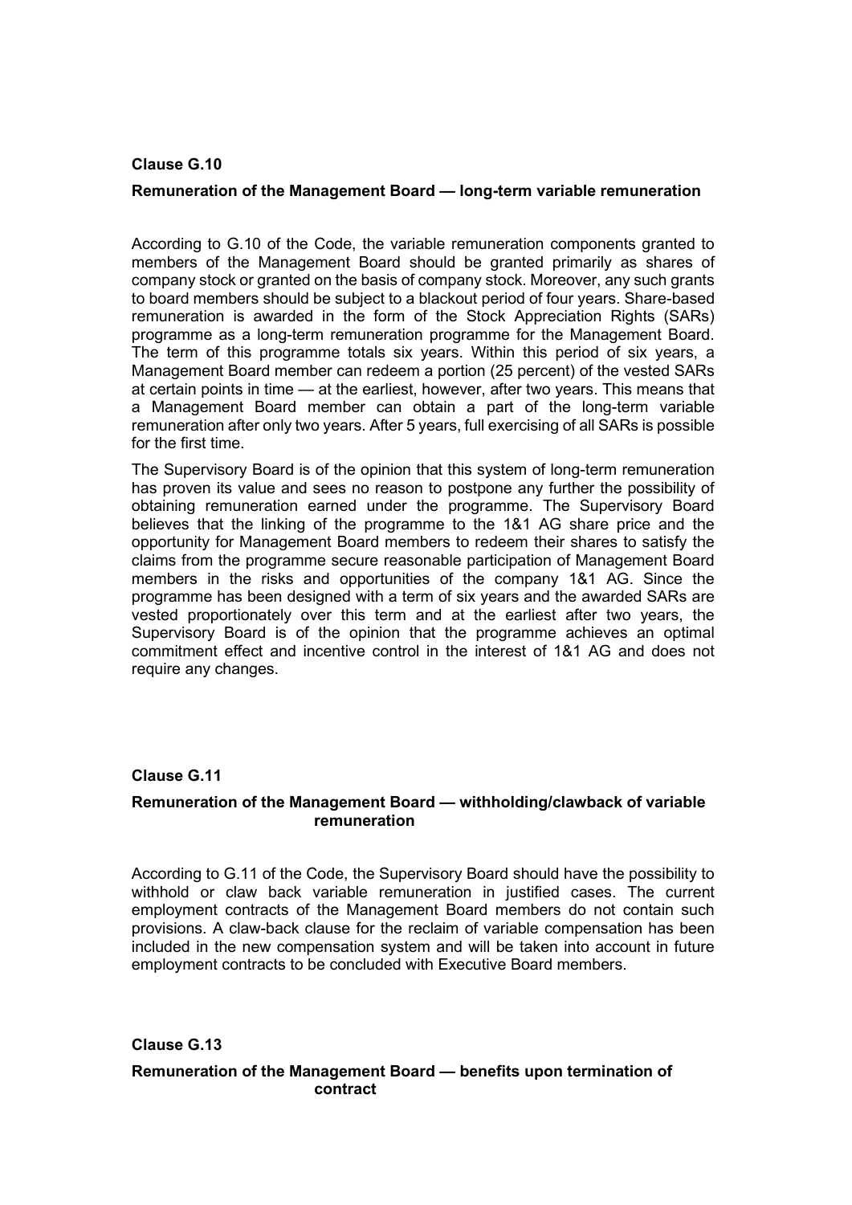## Clause G.10

### Remuneration of the Management Board — long-term variable remuneration

According to G.10 of the Code, the variable remuneration components granted to members of the Management Board should be granted primarily as shares of company stock or granted on the basis of company stock. Moreover, any such grants to board members should be subject to a blackout period of four years. Share-based remuneration is awarded in the form of the Stock Appreciation Rights (SARs) programme as a long-term remuneration programme for the Management Board. The term of this programme totals six years. Within this period of six years, a Management Board member can redeem a portion (25 percent) of the vested SARs at certain points in time — at the earliest, however, after two years. This means that a Management Board member can obtain a part of the long-term variable remuneration after only two years. After 5 years, full exercising of all SARs is possible for the first time.

The Supervisory Board is of the opinion that this system of long-term remuneration has proven its value and sees no reason to postpone any further the possibility of obtaining remuneration earned under the programme. The Supervisory Board believes that the linking of the programme to the 1&1 AG share price and the opportunity for Management Board members to redeem their shares to satisfy the claims from the programme secure reasonable participation of Management Board members in the risks and opportunities of the company 1&1 AG. Since the programme has been designed with a term of six years and the awarded SARs are vested proportionately over this term and at the earliest after two years, the Supervisory Board is of the opinion that the programme achieves an optimal commitment effect and incentive control in the interest of 1&1 AG and does not require any changes.

## Clause G.11

### Remuneration of the Management Board — withholding/clawback of variable remuneration

According to G.11 of the Code, the Supervisory Board should have the possibility to withhold or claw back variable remuneration in justified cases. The current employment contracts of the Management Board members do not contain such provisions. A claw-back clause for the reclaim of variable compensation has been included in the new compensation system and will be taken into account in future employment contracts to be concluded with Executive Board members.

## Clause G.13

### Remuneration of the Management Board — benefits upon termination of contract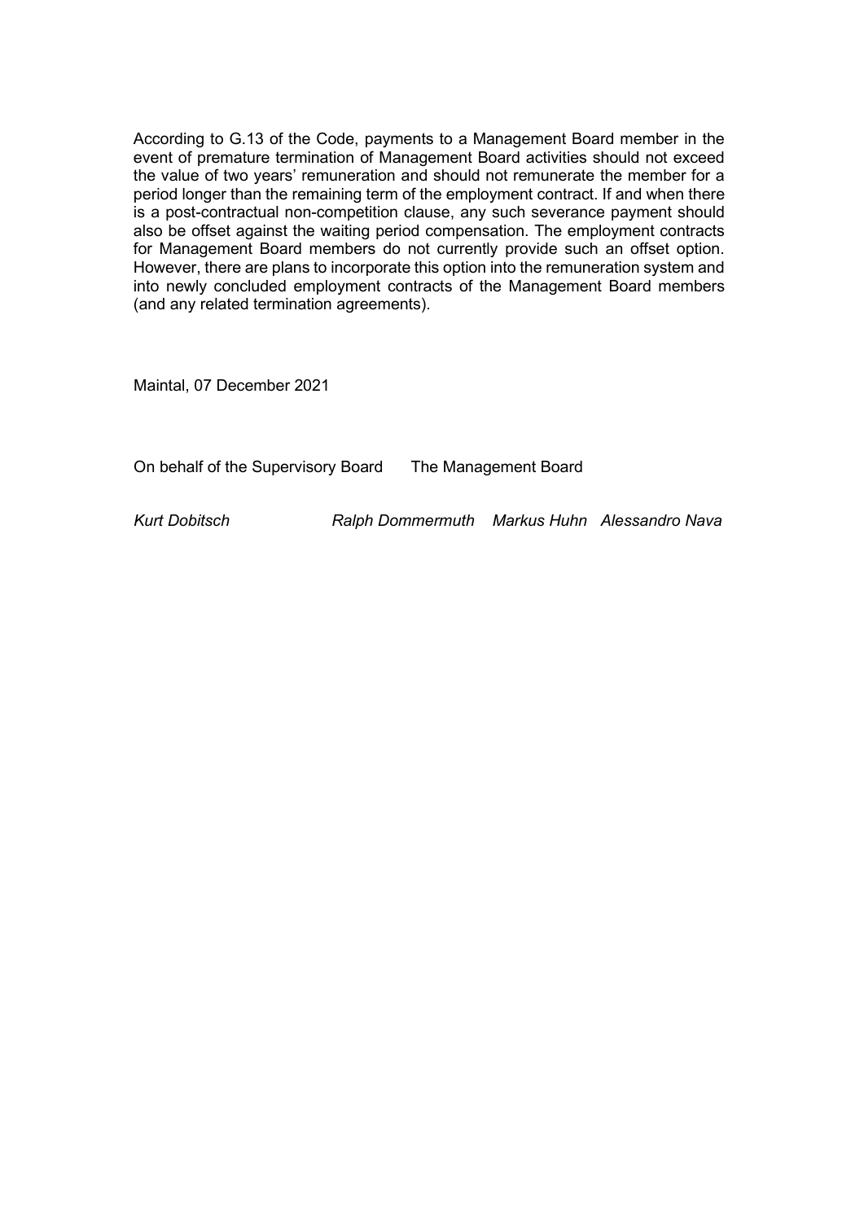According to G.13 of the Code, payments to a Management Board member in the event of premature termination of Management Board activities should not exceed the value of two years' remuneration and should not remunerate the member for a period longer than the remaining term of the employment contract. If and when there is a post-contractual non-competition clause, any such severance payment should also be offset against the waiting period compensation. The employment contracts for Management Board members do not currently provide such an offset option. However, there are plans to incorporate this option into the remuneration system and into newly concluded employment contracts of the Management Board members (and any related termination agreements).

Maintal, 07 December 2021

On behalf of the Supervisory Board    The Management Board

*Kurt Dobitsch*    *Ralph Dommermuth*    *Markus Huhn*    *Alessandro Nava*